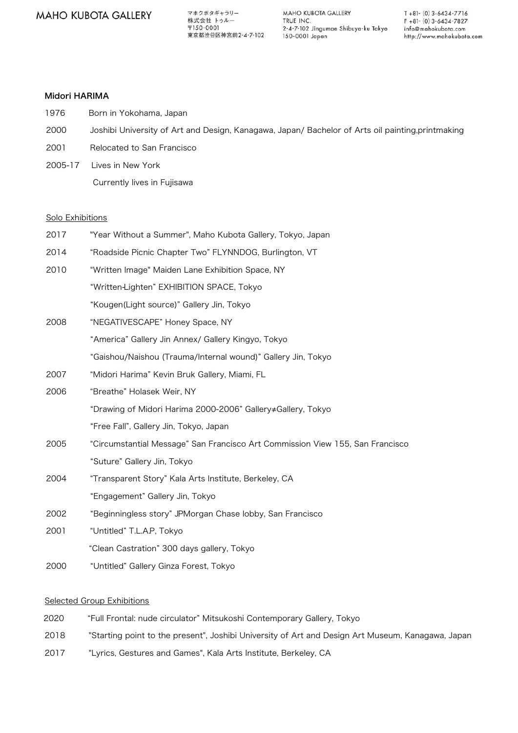# Midori HARIMA

| | |
|---|---|
| 1976 | Born in Yokohama, Japan |
| 2000 | Joshibi University of Art and Design, Kanagawa, Japan/ Bachelor of Arts oil painting,printmaking |
| 2001 | Relocated to San Francisco |
| 2005-17 | Lives in New York |
| | Currently lives in Fujisawa |

## Solo Exhibitions

| | |
|---|---|
| 2017 | "Year Without a Summer", Maho Kubota Gallery, Tokyo, Japan |
| 2014 | "Roadside Picnic Chapter Two" FLYNNDOG, Burlington, VT |
| 2010 | "Written Image" Maiden Lane Exhibition Space, NY |
| | "Written-Lighten" EXHIBITION SPACE, Tokyo |
| | "Kougen(Light source)" Gallery Jin, Tokyo |
| 2008 | "NEGATIVESCAPE" Honey Space, NY |
| | "America" Gallery Jin Annex/ Gallery Kingyo, Tokyo |
| | "Gaishou/Naishou (Trauma/Internal wound)" Gallery Jin, Tokyo |
| 2007 | "Midori Harima" Kevin Bruk Gallery, Miami, FL |
| 2006 | "Breathe" Holasek Weir, NY |
| | "Drawing of Midori Harima 2000-2006" Gallery≠Gallery, Tokyo |
| | "Free Fall", Gallery Jin, Tokyo, Japan |
| 2005 | "Circumstantial Message" San Francisco Art Commission View 155, San Francisco |
| | "Suture" Gallery Jin, Tokyo |
| 2004 | "Transparent Story" Kala Arts Institute, Berkeley, CA |
| | "Engagement" Gallery Jin, Tokyo |
| 2002 | "Beginningless story" JPMorgan Chase lobby, San Francisco |
| 2001 | "Untitled" T.L.A.P, Tokyo |
| | "Clean Castration" 300 days gallery, Tokyo |
| 2000 | "Untitled" Gallery Ginza Forest, Tokyo |

## Selected Group Exhibitions

| | |
|---|---|
| 2020 | "Full Frontal: nude circulator" Mitsukoshi Contemporary Gallery, Tokyo |
| 2018 | "Starting point to the present", Joshibi University of Art and Design Art Museum, Kanagawa, Japan |
| 2017 | "Lyrics, Gestures and Games", Kala Arts Institute, Berkeley, CA |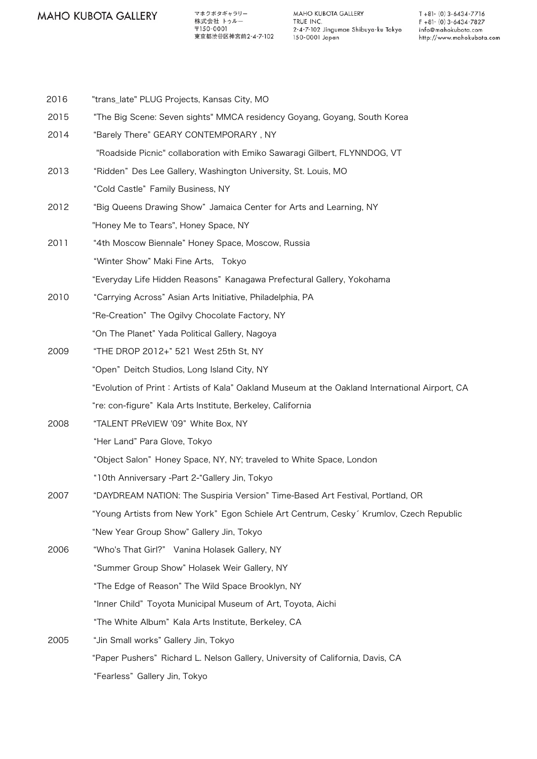| | |
|---|---|
| 2016 | "trans_late" PLUG Projects, Kansas City, MO |
| 2015 | "The Big Scene: Seven sights" MMCA residency Goyang, Goyang, South Korea |
| 2014 | “Barely There” GEARY CONTEMPORARY , NY |
| | "Roadside Picnic" collaboration with Emiko Sawaragi Gilbert, FLYNNDOG, VT |
| 2013 | “Ridden” Des Lee Gallery, Washington University, St. Louis, MO |
| | “Cold Castle” Family Business, NY |
| 2012 | “Big Queens Drawing Show” Jamaica Center for Arts and Learning, NY |
| | "Honey Me to Tears", Honey Space, NY |
| 2011 | “4th Moscow Biennale” Honey Space, Moscow, Russia |
| | “Winter Show” Maki Fine Arts, Tokyo |
| | “Everyday Life Hidden Reasons” Kanagawa Prefectural Gallery, Yokohama |
| 2010 | “Carrying Across” Asian Arts Initiative, Philadelphia, PA |
| | “Re-Creation” The Ogilvy Chocolate Factory, NY |
| | “On The Planet” Yada Political Gallery, Nagoya |
| 2009 | “THE DROP 2012+” 521 West 25th St, NY |
| | “Open” Deitch Studios, Long Island City, NY |
| | “Evolution of Print：Artists of Kala” Oakland Museum at the Oakland International Airport, CA |
| | “re: con-figure” Kala Arts Institute, Berkeley, California |
| 2008 | “TALENT PReVIEW '09” White Box, NY |
| | “Her Land” Para Glove, Tokyo |
| | “Object Salon” Honey Space, NY, NY; traveled to White Space, London |
| | “10th Anniversary -Part 2-“Gallery Jin, Tokyo |
| 2007 | “DAYDREAM NATION: The Suspiria Version” Time-Based Art Festival, Portland, OR |
| | “Young Artists from New York” Egon Schiele Art Centrum, Cesky´ Krumlov, Czech Republic |
| | “New Year Group Show” Gallery Jin, Tokyo |
| 2006 | “Who's That Girl?” Vanina Holasek Gallery, NY |
| | “Summer Group Show” Holasek Weir Gallery, NY |
| | “The Edge of Reason” The Wild Space Brooklyn, NY |
| | “Inner Child” Toyota Municipal Museum of Art, Toyota, Aichi |
| | “The White Album” Kala Arts Institute, Berkeley, CA |
| 2005 | “Jin Small works” Gallery Jin, Tokyo |
| | “Paper Pushers” Richard L. Nelson Gallery, University of California, Davis, CA |
| | “Fearless” Gallery Jin, Tokyo |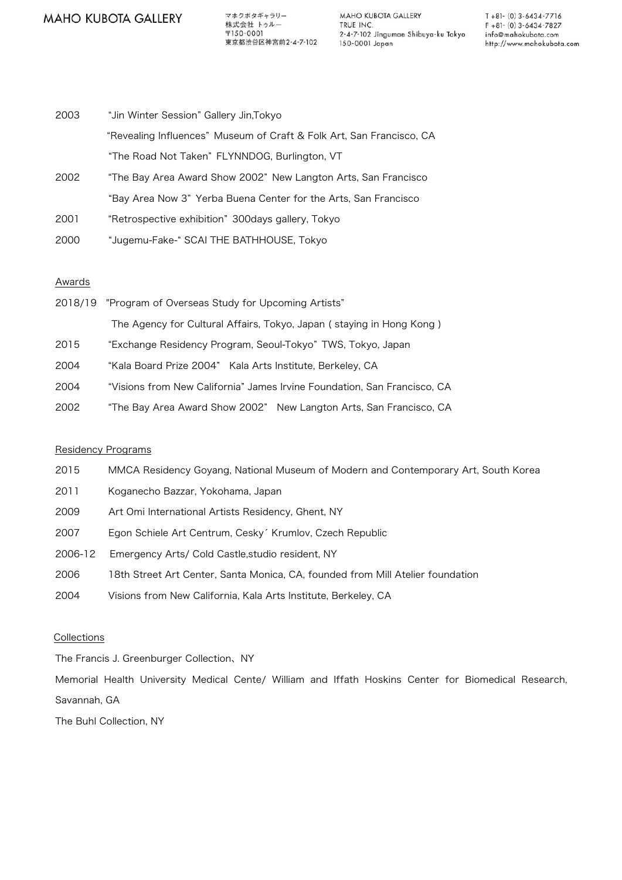2003 "Jin Winter Session" Gallery Jin,Tokyo

"Revealing Influences" Museum of Craft & Folk Art, San Francisco, CA

"The Road Not Taken" FLYNNDOG, Burlington, VT

2002 "The Bay Area Award Show 2002" New Langton Arts, San Francisco

"Bay Area Now 3" Yerba Buena Center for the Arts, San Francisco

2001 "Retrospective exhibition" 300days gallery, Tokyo

2000 "Jugemu-Fake-" SCAI THE BATHHOUSE, Tokyo

## Awards

2018/19 "Program of Overseas Study for Upcoming Artists"

The Agency for Cultural Affairs, Tokyo, Japan ( staying in Hong Kong )

2015 "Exchange Residency Program, Seoul-Tokyo" TWS, Tokyo, Japan

2004 "Kala Board Prize 2004" Kala Arts Institute, Berkeley, CA

2004 "Visions from New California" James Irvine Foundation, San Francisco, CA

2002 "The Bay Area Award Show 2002" New Langton Arts, San Francisco, CA

## Residency Programs

2015 MMCA Residency Goyang, National Museum of Modern and Contemporary Art, South Korea

2011 Koganecho Bazzar, Yokohama, Japan

2009 Art Omi International Artists Residency, Ghent, NY

2007 Egon Schiele Art Centrum, Cesky´ Krumlov, Czech Republic

2006-12 Emergency Arts/ Cold Castle,studio resident, NY

2006 18th Street Art Center, Santa Monica, CA, founded from Mill Atelier foundation

2004 Visions from New California, Kala Arts Institute, Berkeley, CA

## Collections

The Francis J. Greenburger Collection、NY

Memorial Health University Medical Cente/ William and Iffath Hoskins Center for Biomedical Research, Savannah, GA

The Buhl Collection, NY